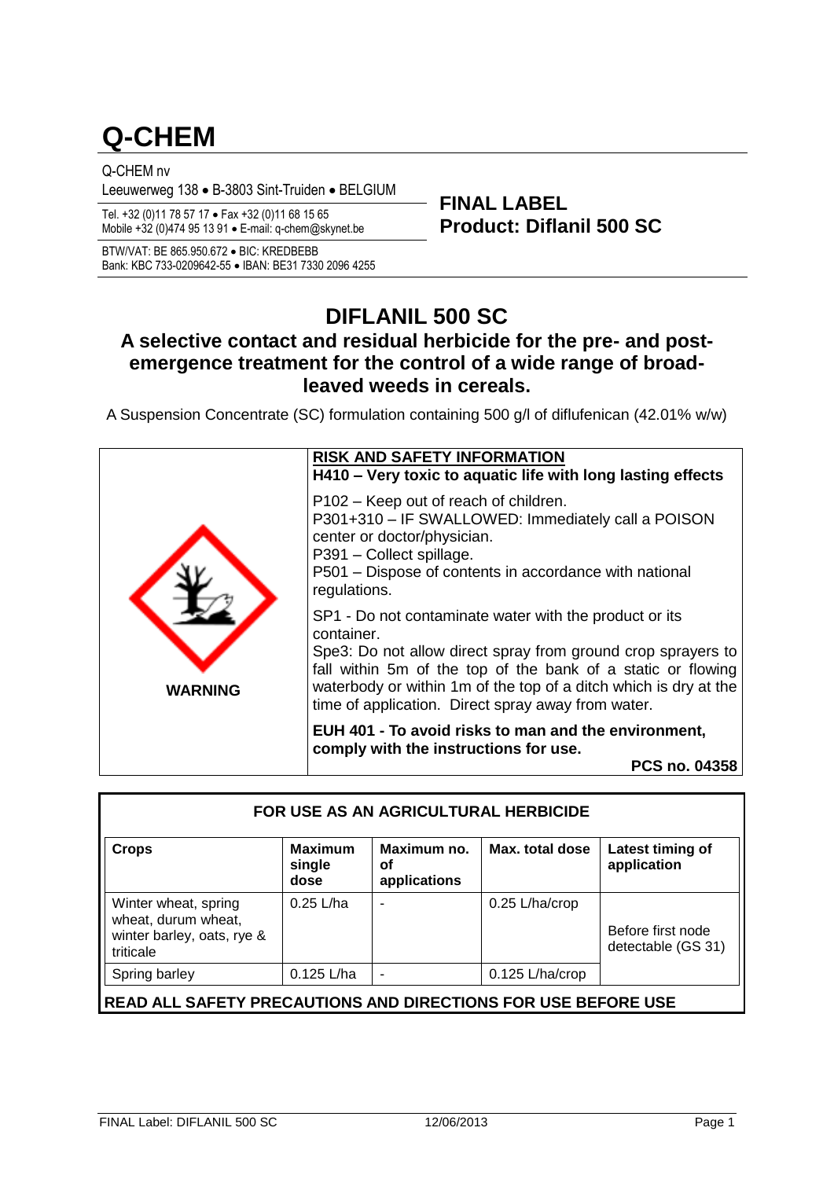# Q-CHEM

Q-CHEM nv
Leeuwerweg 138 • B-3803 Sint-Truiden • BELGIUM

Tel. +32 (0)11 78 57 17 • Fax +32 (0)11 68 15 65
Mobile +32 (0)474 95 13 91 • E-mail: q-chem@skynet.be

BTW/VAT: BE 865.950.672 • BIC: KREDBEBB
Bank: KBC 733-0209642-55 • IBAN: BE31 7330 2096 4255

**FINAL LABEL**
**Product: Diflanil 500 SC**

# DIFLANIL 500 SC

## A selective contact and residual herbicide for the pre- and post-emergence treatment for the control of a wide range of broad-leaved weeds in cereals.

A Suspension Concentrate (SC) formulation containing 500 g/l of diflufenican (42.01% w/w)

**WARNING**

**RISK AND SAFETY INFORMATION**
**H410 – Very toxic to aquatic life with long lasting effects**

P102 – Keep out of reach of children.
P301+310 – IF SWALLOWED: Immediately call a POISON center or doctor/physician.
P391 – Collect spillage.
P501 – Dispose of contents in accordance with national regulations.

SP1 - Do not contaminate water with the product or its container.
Spe3: Do not allow direct spray from ground crop sprayers to fall within 5m of the top of the bank of a static or flowing waterbody or within 1m of the top of a ditch which is dry at the time of application. Direct spray away from water.

**EUH 401 - To avoid risks to man and the environment, comply with the instructions for use.**

**PCS no. 04358**

**FOR USE AS AN AGRICULTURAL HERBICIDE**

| Crops | Maximum single dose | Maximum no. of applications | Max. total dose | Latest timing of application |
|---|---|---|---|---|
| Winter wheat, spring wheat, durum wheat, winter barley, oats, rye & triticale | 0.25 L/ha | - | 0.25 L/ha/crop | Before first node detectable (GS 31) |
| Spring barley | 0.125 L/ha | - | 0.125 L/ha/crop | |

**READ ALL SAFETY PRECAUTIONS AND DIRECTIONS FOR USE BEFORE USE**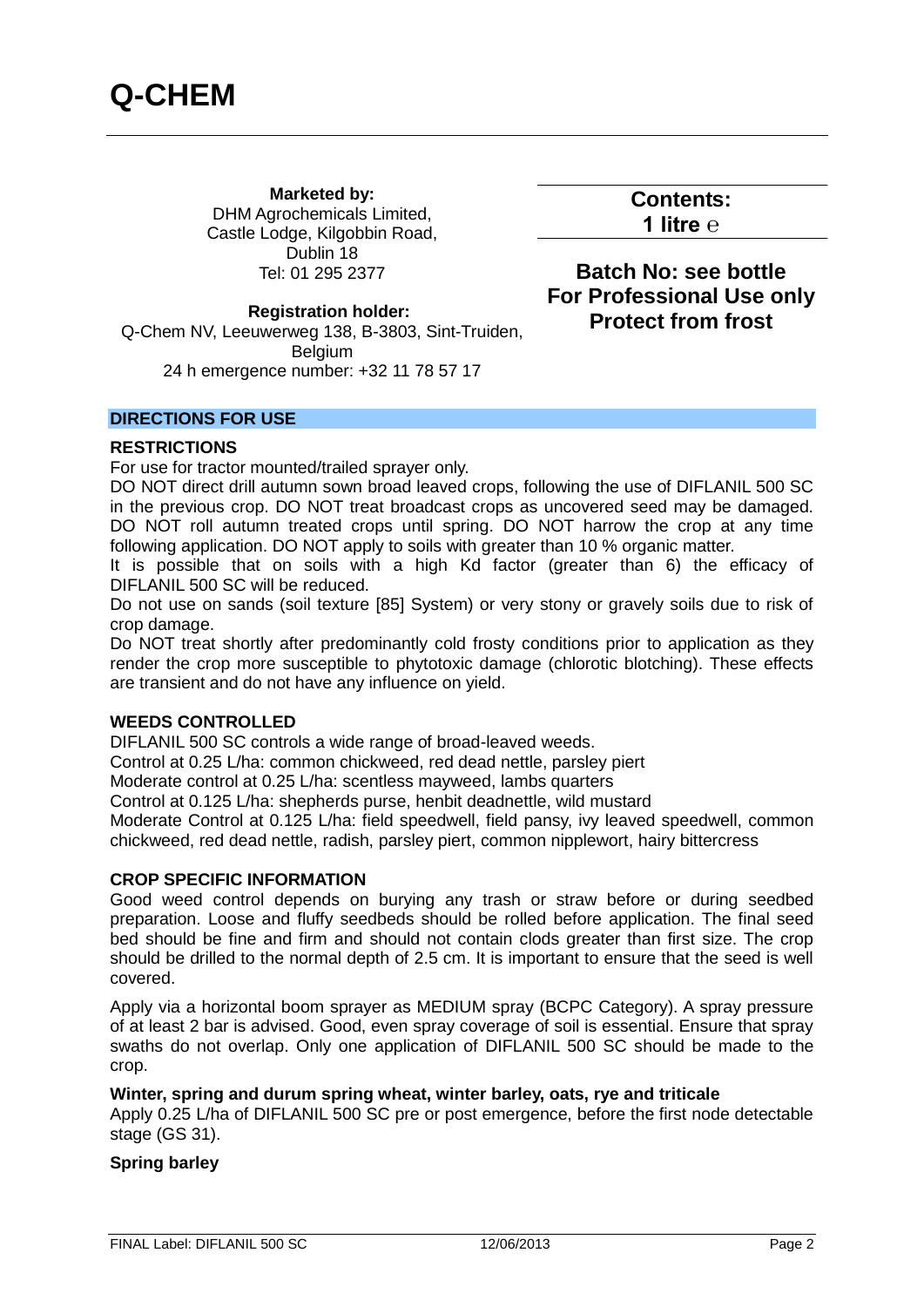# Q-CHEM

**Marketed by:**
DHM Agrochemicals Limited,
Castle Lodge, Kilgobbin Road,
Dublin 18
Tel: 01 295 2377

**Registration holder:**
Q-Chem NV, Leeuwerweg 138, B-3803, Sint-Truiden, Belgium
24 h emergence number: +32 11 78 57 17

**Contents:**
**1 litre ℮**

**Batch No: see bottle**
**For Professional Use only**
**Protect from frost**

## DIRECTIONS FOR USE

### RESTRICTIONS

For use for tractor mounted/trailed sprayer only.
DO NOT direct drill autumn sown broad leaved crops, following the use of DIFLANIL 500 SC in the previous crop. DO NOT treat broadcast crops as uncovered seed may be damaged. DO NOT roll autumn treated crops until spring. DO NOT harrow the crop at any time following application. DO NOT apply to soils with greater than 10 % organic matter.
It is possible that on soils with a high Kd factor (greater than 6) the efficacy of DIFLANIL 500 SC will be reduced.
Do not use on sands (soil texture [85] System) or very stony or gravely soils due to risk of crop damage.
Do NOT treat shortly after predominantly cold frosty conditions prior to application as they render the crop more susceptible to phytotoxic damage (chlorotic blotching). These effects are transient and do not have any influence on yield.

### WEEDS CONTROLLED

DIFLANIL 500 SC controls a wide range of broad-leaved weeds.
Control at 0.25 L/ha: common chickweed, red dead nettle, parsley piert
Moderate control at 0.25 L/ha: scentless mayweed, lambs quarters
Control at 0.125 L/ha: shepherds purse, henbit deadnettle, wild mustard
Moderate Control at 0.125 L/ha: field speedwell, field pansy, ivy leaved speedwell, common chickweed, red dead nettle, radish, parsley piert, common nipplewort, hairy bittercress

### CROP SPECIFIC INFORMATION

Good weed control depends on burying any trash or straw before or during seedbed preparation. Loose and fluffy seedbeds should be rolled before application. The final seed bed should be fine and firm and should not contain clods greater than first size. The crop should be drilled to the normal depth of 2.5 cm. It is important to ensure that the seed is well covered.

Apply via a horizontal boom sprayer as MEDIUM spray (BCPC Category). A spray pressure of at least 2 bar is advised. Good, even spray coverage of soil is essential. Ensure that spray swaths do not overlap. Only one application of DIFLANIL 500 SC should be made to the crop.

**Winter, spring and durum spring wheat, winter barley, oats, rye and triticale**
Apply 0.25 L/ha of DIFLANIL 500 SC pre or post emergence, before the first node detectable stage (GS 31).

**Spring barley**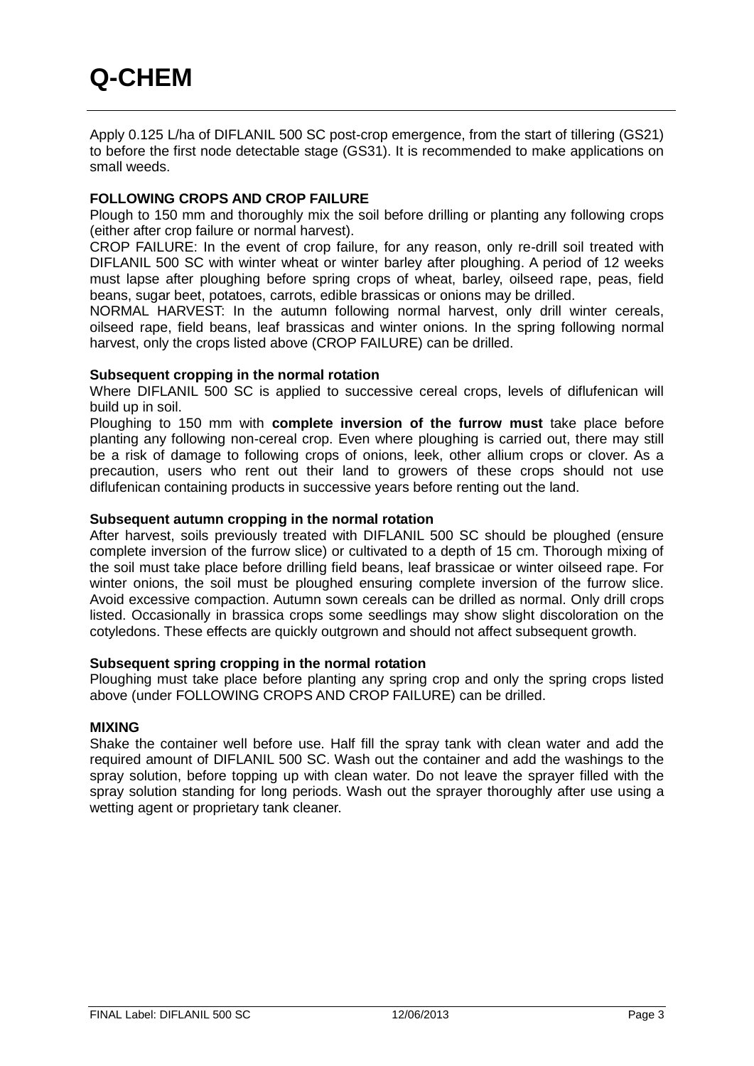# Q-CHEM

Apply 0.125 L/ha of DIFLANIL 500 SC post-crop emergence, from the start of tillering (GS21) to before the first node detectable stage (GS31). It is recommended to make applications on small weeds.

**FOLLOWING CROPS AND CROP FAILURE**

Plough to 150 mm and thoroughly mix the soil before drilling or planting any following crops (either after crop failure or normal harvest).

CROP FAILURE: In the event of crop failure, for any reason, only re-drill soil treated with DIFLANIL 500 SC with winter wheat or winter barley after ploughing. A period of 12 weeks must lapse after ploughing before spring crops of wheat, barley, oilseed rape, peas, field beans, sugar beet, potatoes, carrots, edible brassicas or onions may be drilled.

NORMAL HARVEST: In the autumn following normal harvest, only drill winter cereals, oilseed rape, field beans, leaf brassicas and winter onions. In the spring following normal harvest, only the crops listed above (CROP FAILURE) can be drilled.

**Subsequent cropping in the normal rotation**

Where DIFLANIL 500 SC is applied to successive cereal crops, levels of diflufenican will build up in soil.

Ploughing to 150 mm with **complete inversion of the furrow must** take place before planting any following non-cereal crop. Even where ploughing is carried out, there may still be a risk of damage to following crops of onions, leek, other allium crops or clover. As a precaution, users who rent out their land to growers of these crops should not use diflufenican containing products in successive years before renting out the land.

**Subsequent autumn cropping in the normal rotation**

After harvest, soils previously treated with DIFLANIL 500 SC should be ploughed (ensure complete inversion of the furrow slice) or cultivated to a depth of 15 cm. Thorough mixing of the soil must take place before drilling field beans, leaf brassicae or winter oilseed rape. For winter onions, the soil must be ploughed ensuring complete inversion of the furrow slice. Avoid excessive compaction. Autumn sown cereals can be drilled as normal. Only drill crops listed. Occasionally in brassica crops some seedlings may show slight discoloration on the cotyledons. These effects are quickly outgrown and should not affect subsequent growth.

**Subsequent spring cropping in the normal rotation**

Ploughing must take place before planting any spring crop and only the spring crops listed above (under FOLLOWING CROPS AND CROP FAILURE) can be drilled.

**MIXING**

Shake the container well before use. Half fill the spray tank with clean water and add the required amount of DIFLANIL 500 SC. Wash out the container and add the washings to the spray solution, before topping up with clean water. Do not leave the sprayer filled with the spray solution standing for long periods. Wash out the sprayer thoroughly after use using a wetting agent or proprietary tank cleaner.